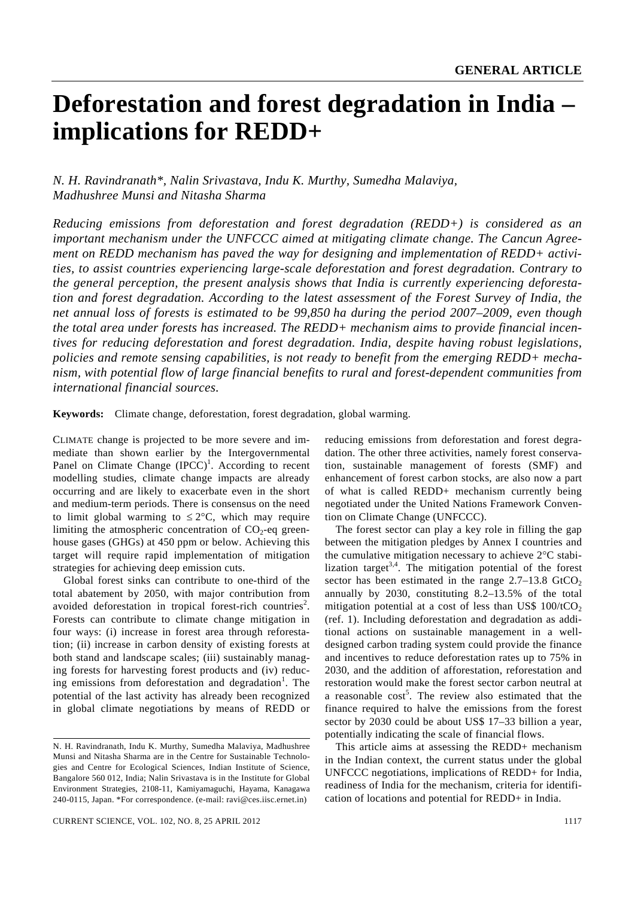GENERAL ARTICLE

# Deforestation and forest degradation in India – implications for REDD+

*N. H. Ravindranath\*, Nalin Srivastava, Indu K. Murthy, Sumedha Malaviya, Madhushree Munsi and Nitasha Sharma*

*Reducing emissions from deforestation and forest degradation (REDD+) is considered as an important mechanism under the UNFCCC aimed at mitigating climate change. The Cancun Agreement on REDD mechanism has paved the way for designing and implementation of REDD+ activities, to assist countries experiencing large-scale deforestation and forest degradation. Contrary to the general perception, the present analysis shows that India is currently experiencing deforestation and forest degradation. According to the latest assessment of the Forest Survey of India, the net annual loss of forests is estimated to be 99,850 ha during the period 2007–2009, even though the total area under forests has increased. The REDD+ mechanism aims to provide financial incentives for reducing deforestation and forest degradation. India, despite having robust legislations, policies and remote sensing capabilities, is not ready to benefit from the emerging REDD+ mechanism, with potential flow of large financial benefits to rural and forest-dependent communities from international financial sources.*

**Keywords:** Climate change, deforestation, forest degradation, global warming.

CLIMATE change is projected to be more severe and immediate than shown earlier by the Intergovernmental Panel on Climate Change (IPCC)[1]. According to recent modelling studies, climate change impacts are already occurring and are likely to exacerbate even in the short and medium-term periods. There is consensus on the need to limit global warming to $\leq 2°C$, which may require limiting the atmospheric concentration of $CO_2$-eq greenhouse gases (GHGs) at 450 ppm or below. Achieving this target will require rapid implementation of mitigation strategies for achieving deep emission cuts.

Global forest sinks can contribute to one-third of the total abatement by 2050, with major contribution from avoided deforestation in tropical forest-rich countries[2]. Forests can contribute to climate change mitigation in four ways: (i) increase in forest area through reforestation; (ii) increase in carbon density of existing forests at both stand and landscape scales; (iii) sustainably managing forests for harvesting forest products and (iv) reducing emissions from deforestation and degradation[1]. The potential of the last activity has already been recognized in global climate negotiations by means of REDD or reducing emissions from deforestation and forest degradation. The other three activities, namely forest conservation, sustainable management of forests (SMF) and enhancement of forest carbon stocks, are also now a part of what is called REDD+ mechanism currently being negotiated under the United Nations Framework Convention on Climate Change (UNFCCC).

The forest sector can play a key role in filling the gap between the mitigation pledges by Annex I countries and the cumulative mitigation necessary to achieve 2°C stabilization target[3,4]. The mitigation potential of the forest sector has been estimated in the range 2.7–13.8 $GtCO_2$ annually by 2030, constituting 8.2–13.5% of the total mitigation potential at a cost of less than US\$ 100/$tCO_2$ (ref. 1). Including deforestation and degradation as additional actions on sustainable management in a well-designed carbon trading system could provide the finance and incentives to reduce deforestation rates up to 75% in 2030, and the addition of afforestation, reforestation and restoration would make the forest sector carbon neutral at a reasonable cost[5]. The review also estimated that the finance required to halve the emissions from the forest sector by 2030 could be about US\$ 17–33 billion a year, potentially indicating the scale of financial flows.

This article aims at assessing the REDD+ mechanism in the Indian context, the current status under the global UNFCCC negotiations, implications of REDD+ for India, readiness of India for the mechanism, criteria for identification of locations and potential for REDD+ in India.

N. H. Ravindranath, Indu K. Murthy, Sumedha Malaviya, Madhushree Munsi and Nitasha Sharma are in the Centre for Sustainable Technologies and Centre for Ecological Sciences, Indian Institute of Science, Bangalore 560 012, India; Nalin Srivastava is in the Institute for Global Environment Strategies, 2108-11, Kamiyamaguchi, Hayama, Kanagawa 240-0115, Japan. \*For correspondence. (e-mail: ravi@ces.iisc.ernet.in)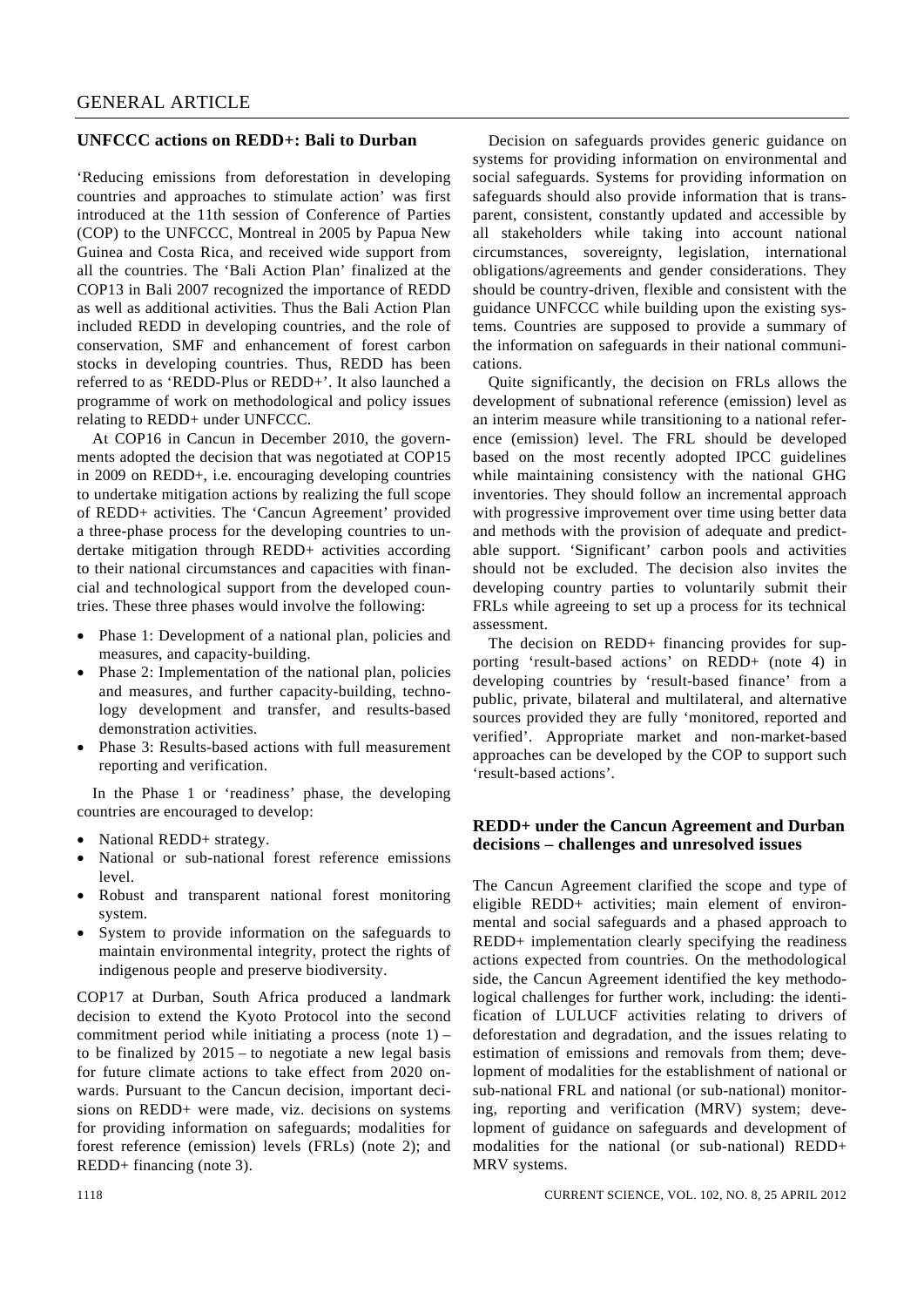### UNFCCC actions on REDD+: Bali to Durban

'Reducing emissions from deforestation in developing countries and approaches to stimulate action' was first introduced at the 11th session of Conference of Parties (COP) to the UNFCCC, Montreal in 2005 by Papua New Guinea and Costa Rica, and received wide support from all the countries. The 'Bali Action Plan' finalized at the COP13 in Bali 2007 recognized the importance of REDD as well as additional activities. Thus the Bali Action Plan included REDD in developing countries, and the role of conservation, SMF and enhancement of forest carbon stocks in developing countries. Thus, REDD has been referred to as 'REDD-Plus or REDD+'. It also launched a programme of work on methodological and policy issues relating to REDD+ under UNFCCC.

At COP16 in Cancun in December 2010, the governments adopted the decision that was negotiated at COP15 in 2009 on REDD+, i.e. encouraging developing countries to undertake mitigation actions by realizing the full scope of REDD+ activities. The 'Cancun Agreement' provided a three-phase process for the developing countries to undertake mitigation through REDD+ activities according to their national circumstances and capacities with financial and technological support from the developed countries. These three phases would involve the following:

- Phase 1: Development of a national plan, policies and measures, and capacity-building.
- Phase 2: Implementation of the national plan, policies and measures, and further capacity-building, technology development and transfer, and results-based demonstration activities.
- Phase 3: Results-based actions with full measurement reporting and verification.

In the Phase 1 or 'readiness' phase, the developing countries are encouraged to develop:

- National REDD+ strategy.
- National or sub-national forest reference emissions level.
- Robust and transparent national forest monitoring system.
- System to provide information on the safeguards to maintain environmental integrity, protect the rights of indigenous people and preserve biodiversity.

COP17 at Durban, South Africa produced a landmark decision to extend the Kyoto Protocol into the second commitment period while initiating a process (note 1) – to be finalized by 2015 – to negotiate a new legal basis for future climate actions to take effect from 2020 onwards. Pursuant to the Cancun decision, important decisions on REDD+ were made, viz. decisions on systems for providing information on safeguards; modalities for forest reference (emission) levels (FRLs) (note 2); and REDD+ financing (note 3).

Decision on safeguards provides generic guidance on systems for providing information on environmental and social safeguards. Systems for providing information on safeguards should also provide information that is transparent, consistent, constantly updated and accessible by all stakeholders while taking into account national circumstances, sovereignty, legislation, international obligations/agreements and gender considerations. They should be country-driven, flexible and consistent with the guidance UNFCCC while building upon the existing systems. Countries are supposed to provide a summary of the information on safeguards in their national communications.

Quite significantly, the decision on FRLs allows the development of subnational reference (emission) level as an interim measure while transitioning to a national reference (emission) level. The FRL should be developed based on the most recently adopted IPCC guidelines while maintaining consistency with the national GHG inventories. They should follow an incremental approach with progressive improvement over time using better data and methods with the provision of adequate and predictable support. 'Significant' carbon pools and activities should not be excluded. The decision also invites the developing country parties to voluntarily submit their FRLs while agreeing to set up a process for its technical assessment.

The decision on REDD+ financing provides for supporting 'result-based actions' on REDD+ (note 4) in developing countries by 'result-based finance' from a public, private, bilateral and multilateral, and alternative sources provided they are fully 'monitored, reported and verified'. Appropriate market and non-market-based approaches can be developed by the COP to support such 'result-based actions'.

### REDD+ under the Cancun Agreement and Durban decisions – challenges and unresolved issues

The Cancun Agreement clarified the scope and type of eligible REDD+ activities; main element of environmental and social safeguards and a phased approach to REDD+ implementation clearly specifying the readiness actions expected from countries. On the methodological side, the Cancun Agreement identified the key methodological challenges for further work, including: the identification of LULUCF activities relating to drivers of deforestation and degradation, and the issues relating to estimation of emissions and removals from them; development of modalities for the establishment of national or sub-national FRL and national (or sub-national) monitoring, reporting and verification (MRV) system; development of guidance on safeguards and development of modalities for the national (or sub-national) REDD+ MRV systems.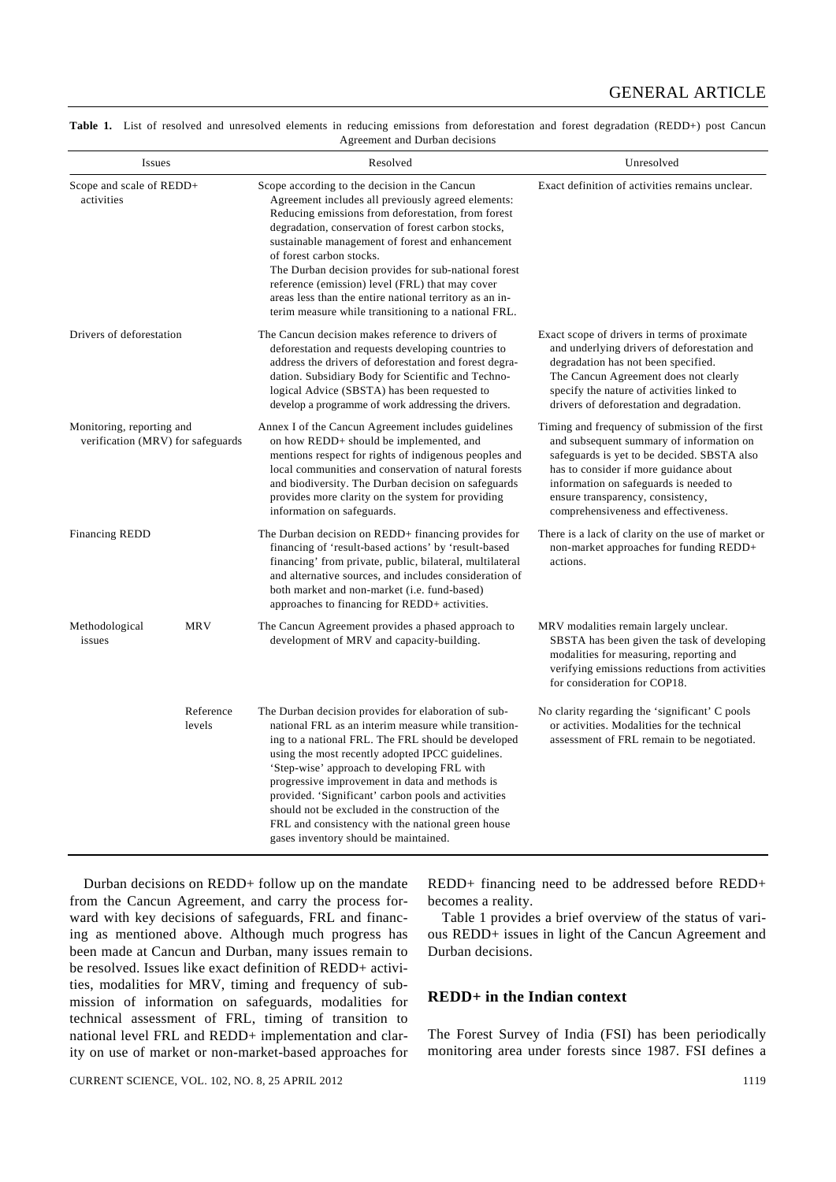**Table 1.** List of resolved and unresolved elements in reducing emissions from deforestation and forest degradation (REDD+) post Cancun Agreement and Durban decisions

| Issues | | Resolved | Unresolved |
|---|---|---|---|
| Scope and scale of REDD+ activities | | Scope according to the decision in the Cancun Agreement includes all previously agreed elements: Reducing emissions from deforestation, from forest degradation, conservation of forest carbon stocks, sustainable management of forest and enhancement of forest carbon stocks. The Durban decision provides for sub-national forest reference (emission) level (FRL) that may cover areas less than the entire national territory as an interim measure while transitioning to a national FRL. | Exact definition of activities remains unclear. |
| Drivers of deforestation | | The Cancun decision makes reference to drivers of deforestation and requests developing countries to address the drivers of deforestation and forest degradation. Subsidiary Body for Scientific and Technological Advice (SBSTA) has been requested to develop a programme of work addressing the drivers. | Exact scope of drivers in terms of proximate and underlying drivers of deforestation and degradation has not been specified. The Cancun Agreement does not clearly specify the nature of activities linked to drivers of deforestation and degradation. |
| Monitoring, reporting and verification (MRV) for safeguards | | Annex I of the Cancun Agreement includes guidelines on how REDD+ should be implemented, and mentions respect for rights of indigenous peoples and local communities and conservation of natural forests and biodiversity. The Durban decision on safeguards provides more clarity on the system for providing information on safeguards. | Timing and frequency of submission of the first and subsequent summary of information on safeguards is yet to be decided. SBSTA also has to consider if more guidance about information on safeguards is needed to ensure transparency, consistency, comprehensiveness and effectiveness. |
| Financing REDD | | The Durban decision on REDD+ financing provides for financing of 'result-based actions' by 'result-based financing' from private, public, bilateral, multilateral and alternative sources, and includes consideration of both market and non-market (i.e. fund-based) approaches to financing for REDD+ activities. | There is a lack of clarity on the use of market or non-market approaches for funding REDD+ actions. |
| Methodological issues | MRV | The Cancun Agreement provides a phased approach to development of MRV and capacity-building. | MRV modalities remain largely unclear. SBSTA has been given the task of developing modalities for measuring, reporting and verifying emissions reductions from activities for consideration for COP18. |
| | Reference levels | The Durban decision provides for elaboration of sub-national FRL as an interim measure while transitioning to a national FRL. The FRL should be developed using the most recently adopted IPCC guidelines. 'Step-wise' approach to developing FRL with progressive improvement in data and methods is provided. 'Significant' carbon pools and activities should not be excluded in the construction of the FRL and consistency with the national green house gases inventory should be maintained. | No clarity regarding the 'significant' C pools or activities. Modalities for the technical assessment of FRL remain to be negotiated. |

Durban decisions on REDD+ follow up on the mandate from the Cancun Agreement, and carry the process forward with key decisions of safeguards, FRL and financing as mentioned above. Although much progress has been made at Cancun and Durban, many issues remain to be resolved. Issues like exact definition of REDD+ activities, modalities for MRV, timing and frequency of submission of information on safeguards, modalities for technical assessment of FRL, timing of transition to national level FRL and REDD+ implementation and clarity on use of market or non-market-based approaches for REDD+ financing need to be addressed before REDD+ becomes a reality.

Table 1 provides a brief overview of the status of various REDD+ issues in light of the Cancun Agreement and Durban decisions.

## REDD+ in the Indian context

The Forest Survey of India (FSI) has been periodically monitoring area under forests since 1987. FSI defines a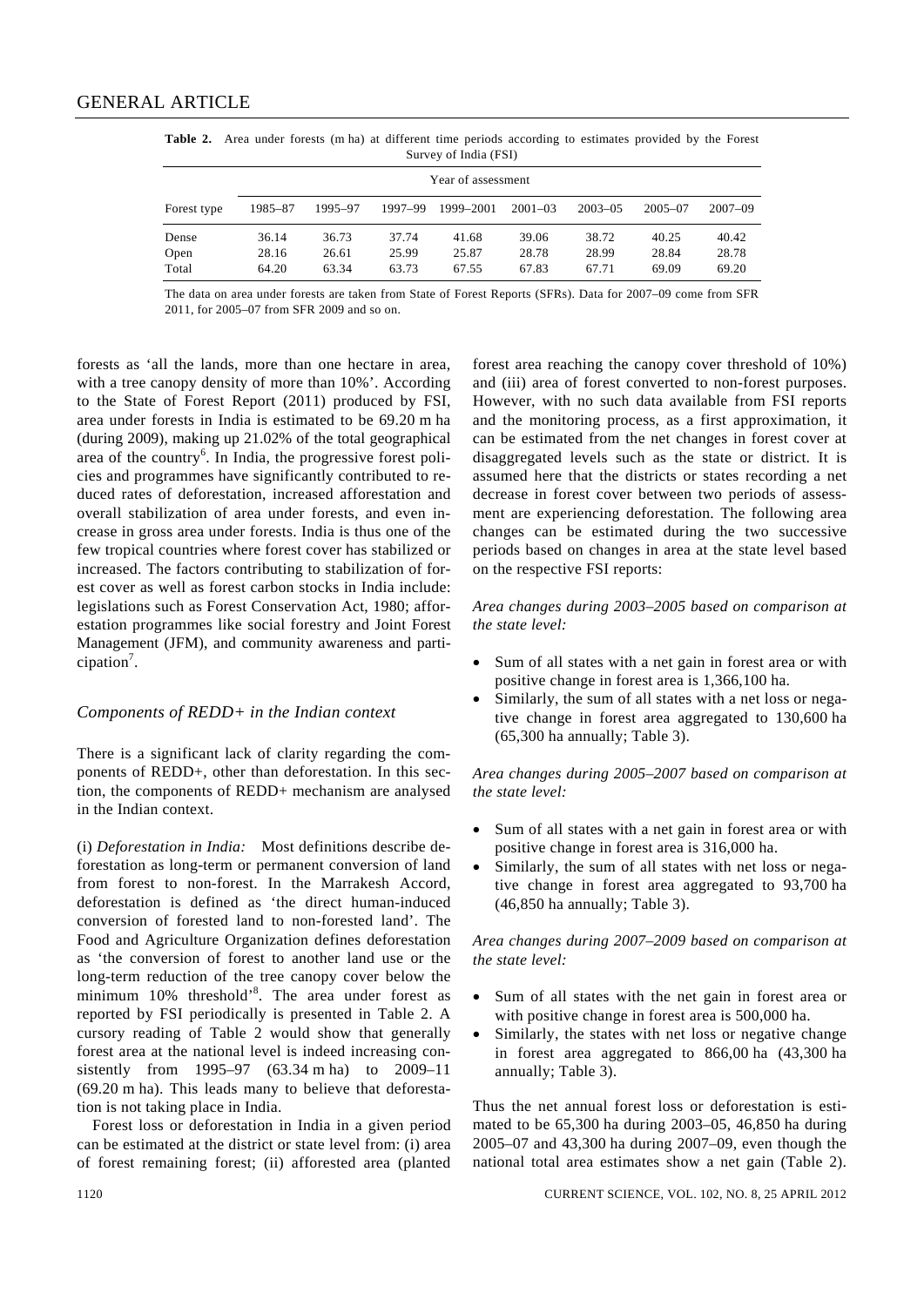**Table 2.** Area under forests (m ha) at different time periods according to estimates provided by the Forest Survey of India (FSI)

| | Year of assessment | | | | | | | |
|---|---|---|---|---|---|---|---|---|
| Forest type | 1985–87 | 1995–97 | 1997–99 | 1999–2001 | 2001–03 | 2003–05 | 2005–07 | 2007–09 |
| Dense | 36.14 | 36.73 | 37.74 | 41.68 | 39.06 | 38.72 | 40.25 | 40.42 |
| Open | 28.16 | 26.61 | 25.99 | 25.87 | 28.78 | 28.99 | 28.84 | 28.78 |
| Total | 64.20 | 63.34 | 63.73 | 67.55 | 67.83 | 67.71 | 69.09 | 69.20 |

The data on area under forests are taken from State of Forest Reports (SFRs). Data for 2007–09 come from SFR 2011, for 2005–07 from SFR 2009 and so on.

forests as 'all the lands, more than one hectare in area, with a tree canopy density of more than 10%'. According to the State of Forest Report (2011) produced by FSI, area under forests in India is estimated to be 69.20 m ha (during 2009), making up 21.02% of the total geographical area of the country[6]. In India, the progressive forest policies and programmes have significantly contributed to reduced rates of deforestation, increased afforestation and overall stabilization of area under forests, and even increase in gross area under forests. India is thus one of the few tropical countries where forest cover has stabilized or increased. The factors contributing to stabilization of forest cover as well as forest carbon stocks in India include: legislations such as Forest Conservation Act, 1980; afforestation programmes like social forestry and Joint Forest Management (JFM), and community awareness and participation[7].

### *Components of REDD+ in the Indian context*

There is a significant lack of clarity regarding the components of REDD+, other than deforestation. In this section, the components of REDD+ mechanism are analysed in the Indian context.

(i) *Deforestation in India:* Most definitions describe deforestation as long-term or permanent conversion of land from forest to non-forest. In the Marrakesh Accord, deforestation is defined as 'the direct human-induced conversion of forested land to non-forested land'. The Food and Agriculture Organization defines deforestation as 'the conversion of forest to another land use or the long-term reduction of the tree canopy cover below the minimum 10% threshold'[8]. The area under forest as reported by FSI periodically is presented in Table 2. A cursory reading of Table 2 would show that generally forest area at the national level is indeed increasing consistently from 1995–97 (63.34 m ha) to 2009–11 (69.20 m ha). This leads many to believe that deforestation is not taking place in India.

Forest loss or deforestation in India in a given period can be estimated at the district or state level from: (i) area of forest remaining forest; (ii) afforested area (planted forest area reaching the canopy cover threshold of 10%) and (iii) area of forest converted to non-forest purposes. However, with no such data available from FSI reports and the monitoring process, as a first approximation, it can be estimated from the net changes in forest cover at disaggregated levels such as the state or district. It is assumed here that the districts or states recording a net decrease in forest cover between two periods of assessment are experiencing deforestation. The following area changes can be estimated during the two successive periods based on changes in area at the state level based on the respective FSI reports:

*Area changes during 2003–2005 based on comparison at the state level:*

- Sum of all states with a net gain in forest area or with positive change in forest area is 1,366,100 ha.
- Similarly, the sum of all states with a net loss or negative change in forest area aggregated to 130,600 ha (65,300 ha annually; Table 3).

*Area changes during 2005–2007 based on comparison at the state level:*

- Sum of all states with a net gain in forest area or with positive change in forest area is 316,000 ha.
- Similarly, the sum of all states with net loss or negative change in forest area aggregated to 93,700 ha (46,850 ha annually; Table 3).

*Area changes during 2007–2009 based on comparison at the state level:*

- Sum of all states with the net gain in forest area or with positive change in forest area is 500,000 ha.
- Similarly, the states with net loss or negative change in forest area aggregated to 866,00 ha (43,300 ha annually; Table 3).

Thus the net annual forest loss or deforestation is estimated to be 65,300 ha during 2003–05, 46,850 ha during 2005–07 and 43,300 ha during 2007–09, even though the national total area estimates show a net gain (Table 2).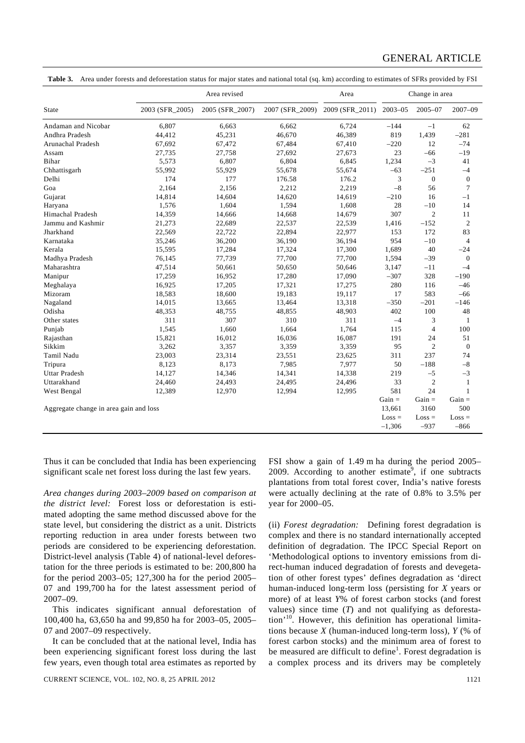**Table 3.** Area under forests and deforestation status for major states and national total (sq. km) according to estimates of SFRs provided by FSI

| State | Area revised | | | Area | Change in area | | |
|---|---|---|---|---|---|---|---|
| | 2003 (SFR_2005) | 2005 (SFR_2007) | 2007 (SFR_2009) | 2009 (SFR_2011) | 2003–05 | 2005–07 | 2007–09 |
| Andaman and Nicobar | 6,807 | 6,663 | 6,662 | 6,724 | –144 | –1 | 62 |
| Andhra Pradesh | 44,412 | 45,231 | 46,670 | 46,389 | 819 | 1,439 | –281 |
| Arunachal Pradesh | 67,692 | 67,472 | 67,484 | 67,410 | –220 | 12 | –74 |
| Assam | 27,735 | 27,758 | 27,692 | 27,673 | 23 | –66 | –19 |
| Bihar | 5,573 | 6,807 | 6,804 | 6,845 | 1,234 | –3 | 41 |
| Chhattisgarh | 55,992 | 55,929 | 55,678 | 55,674 | –63 | –251 | –4 |
| Delhi | 174 | 177 | 176.58 | 176.2 | 3 | 0 | 0 |
| Goa | 2,164 | 2,156 | 2,212 | 2,219 | –8 | 56 | 7 |
| Gujarat | 14,814 | 14,604 | 14,620 | 14,619 | –210 | 16 | –1 |
| Haryana | 1,576 | 1,604 | 1,594 | 1,608 | 28 | –10 | 14 |
| Himachal Pradesh | 14,359 | 14,666 | 14,668 | 14,679 | 307 | 2 | 11 |
| Jammu and Kashmir | 21,273 | 22,689 | 22,537 | 22,539 | 1,416 | –152 | 2 |
| Jharkhand | 22,569 | 22,722 | 22,894 | 22,977 | 153 | 172 | 83 |
| Karnataka | 35,246 | 36,200 | 36,190 | 36,194 | 954 | –10 | 4 |
| Kerala | 15,595 | 17,284 | 17,324 | 17,300 | 1,689 | 40 | –24 |
| Madhya Pradesh | 76,145 | 77,739 | 77,700 | 77,700 | 1,594 | –39 | 0 |
| Maharashtra | 47,514 | 50,661 | 50,650 | 50,646 | 3,147 | –11 | –4 |
| Manipur | 17,259 | 16,952 | 17,280 | 17,090 | –307 | 328 | –190 |
| Meghalaya | 16,925 | 17,205 | 17,321 | 17,275 | 280 | 116 | –46 |
| Mizoram | 18,583 | 18,600 | 19,183 | 19,117 | 17 | 583 | –66 |
| Nagaland | 14,015 | 13,665 | 13,464 | 13,318 | –350 | –201 | –146 |
| Odisha | 48,353 | 48,755 | 48,855 | 48,903 | 402 | 100 | 48 |
| Other states | 311 | 307 | 310 | 311 | –4 | 3 | 1 |
| Punjab | 1,545 | 1,660 | 1,664 | 1,764 | 115 | 4 | 100 |
| Rajasthan | 15,821 | 16,012 | 16,036 | 16,087 | 191 | 24 | 51 |
| Sikkim | 3,262 | 3,357 | 3,359 | 3,359 | 95 | 2 | 0 |
| Tamil Nadu | 23,003 | 23,314 | 23,551 | 23,625 | 311 | 237 | 74 |
| Tripura | 8,123 | 8,173 | 7,985 | 7,977 | 50 | –188 | –8 |
| Uttar Pradesh | 14,127 | 14,346 | 14,341 | 14,338 | 219 | –5 | –3 |
| Uttarakhand | 24,460 | 24,493 | 24,495 | 24,496 | 33 | 2 | 1 |
| West Bengal | 12,389 | 12,970 | 12,994 | 12,995 | 581 | 24 | 1 |
| Aggregate change in area gain and loss | | | | | Gain = 13,661 | Gain = 3160 | Gain = 500 |
| | | | | | Loss = –1,306 | Loss = –937 | Loss = –866 |

Thus it can be concluded that India has been experiencing significant scale net forest loss during the last few years.

*Area changes during 2003–2009 based on comparison at the district level:* Forest loss or deforestation is estimated adopting the same method discussed above for the state level, but considering the district as a unit. Districts reporting reduction in area under forests between two periods are considered to be experiencing deforestation. District-level analysis (Table 4) of national-level deforestation for the three periods is estimated to be: 200,800 ha for the period 2003–05; 127,300 ha for the period 2005–07 and 199,700 ha for the latest assessment period of 2007–09.

This indicates significant annual deforestation of 100,400 ha, 63,650 ha and 99,850 ha for 2003–05, 2005–07 and 2007–09 respectively.

It can be concluded that at the national level, India has been experiencing significant forest loss during the last few years, even though total area estimates as reported by FSI show a gain of 1.49 m ha during the period 2005–2009. According to another estimate[9], if one subtracts plantations from total forest cover, India's native forests were actually declining at the rate of 0.8% to 3.5% per year for 2000–05.

(ii) *Forest degradation:* Defining forest degradation is complex and there is no standard internationally accepted definition of degradation. The IPCC Special Report on 'Methodological options to inventory emissions from direct-human induced degradation of forests and devegetation of other forest types' defines degradation as 'direct human-induced long-term loss (persisting for *X* years or more) of at least *Y*% of forest carbon stocks (and forest values) since time (*T*) and not qualifying as deforestation'[10]. However, this definition has operational limitations because *X* (human-induced long-term loss), *Y* (% of forest carbon stocks) and the minimum area of forest to be measured are difficult to define[1]. Forest degradation is a complex process and its drivers may be completely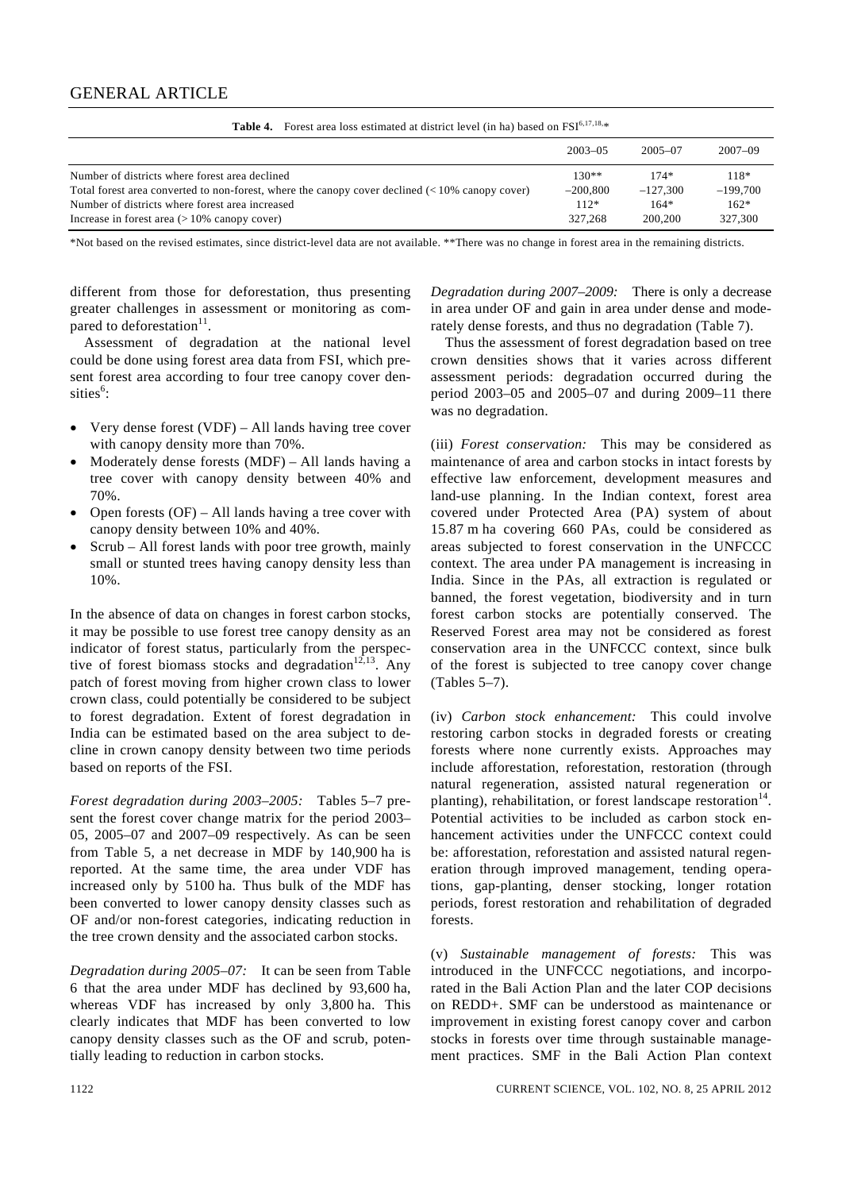**Table 4.** Forest area loss estimated at district level (in ha) based on FSI[6,17,18,*]

| | 2003–05 | 2005–07 | 2007–09 |
|---|---|---|---|
| Number of districts where forest area declined | 130** | 174* | 118* |
| Total forest area converted to non-forest, where the canopy cover declined (< 10% canopy cover) | –200,800 | –127,300 | –199,700 |
| Number of districts where forest area increased | 112* | 164* | 162* |
| Increase in forest area (> 10% canopy cover) | 327,268 | 200,200 | 327,300 |

*Not based on the revised estimates, since district-level data are not available. **There was no change in forest area in the remaining districts.

different from those for deforestation, thus presenting greater challenges in assessment or monitoring as compared to deforestation[11].

Assessment of degradation at the national level could be done using forest area data from FSI, which present forest area according to four tree canopy cover densities[6]:

- Very dense forest (VDF) – All lands having tree cover with canopy density more than 70%.
- Moderately dense forests (MDF) – All lands having a tree cover with canopy density between 40% and 70%.
- Open forests (OF) – All lands having a tree cover with canopy density between 10% and 40%.
- Scrub – All forest lands with poor tree growth, mainly small or stunted trees having canopy density less than 10%.

In the absence of data on changes in forest carbon stocks, it may be possible to use forest tree canopy density as an indicator of forest status, particularly from the perspective of forest biomass stocks and degradation[12,13]. Any patch of forest moving from higher crown class to lower crown class, could potentially be considered to be subject to forest degradation. Extent of forest degradation in India can be estimated based on the area subject to decline in crown canopy density between two time periods based on reports of the FSI.

*Forest degradation during 2003–2005:* Tables 5–7 present the forest cover change matrix for the period 2003–05, 2005–07 and 2007–09 respectively. As can be seen from Table 5, a net decrease in MDF by 140,900 ha is reported. At the same time, the area under VDF has increased only by 5100 ha. Thus bulk of the MDF has been converted to lower canopy density classes such as OF and/or non-forest categories, indicating reduction in the tree crown density and the associated carbon stocks.

*Degradation during 2005–07:* It can be seen from Table 6 that the area under MDF has declined by 93,600 ha, whereas VDF has increased by only 3,800 ha. This clearly indicates that MDF has been converted to low canopy density classes such as the OF and scrub, potentially leading to reduction in carbon stocks.

*Degradation during 2007–2009:* There is only a decrease in area under OF and gain in area under dense and moderately dense forests, and thus no degradation (Table 7).

Thus the assessment of forest degradation based on tree crown densities shows that it varies across different assessment periods: degradation occurred during the period 2003–05 and 2005–07 and during 2009–11 there was no degradation.

(iii) *Forest conservation:* This may be considered as maintenance of area and carbon stocks in intact forests by effective law enforcement, development measures and land-use planning. In the Indian context, forest area covered under Protected Area (PA) system of about 15.87 m ha covering 660 PAs, could be considered as areas subjected to forest conservation in the UNFCCC context. The area under PA management is increasing in India. Since in the PAs, all extraction is regulated or banned, the forest vegetation, biodiversity and in turn forest carbon stocks are potentially conserved. The Reserved Forest area may not be considered as forest conservation area in the UNFCCC context, since bulk of the forest is subjected to tree canopy cover change (Tables 5–7).

(iv) *Carbon stock enhancement:* This could involve restoring carbon stocks in degraded forests or creating forests where none currently exists. Approaches may include afforestation, reforestation, restoration (through natural regeneration, assisted natural regeneration or planting), rehabilitation, or forest landscape restoration[14]. Potential activities to be included as carbon stock enhancement activities under the UNFCCC context could be: afforestation, reforestation and assisted natural regeneration through improved management, tending operations, gap-planting, denser stocking, longer rotation periods, forest restoration and rehabilitation of degraded forests.

(v) *Sustainable management of forests:* This was introduced in the UNFCCC negotiations, and incorporated in the Bali Action Plan and the later COP decisions on REDD+. SMF can be understood as maintenance or improvement in existing forest canopy cover and carbon stocks in forests over time through sustainable management practices. SMF in the Bali Action Plan context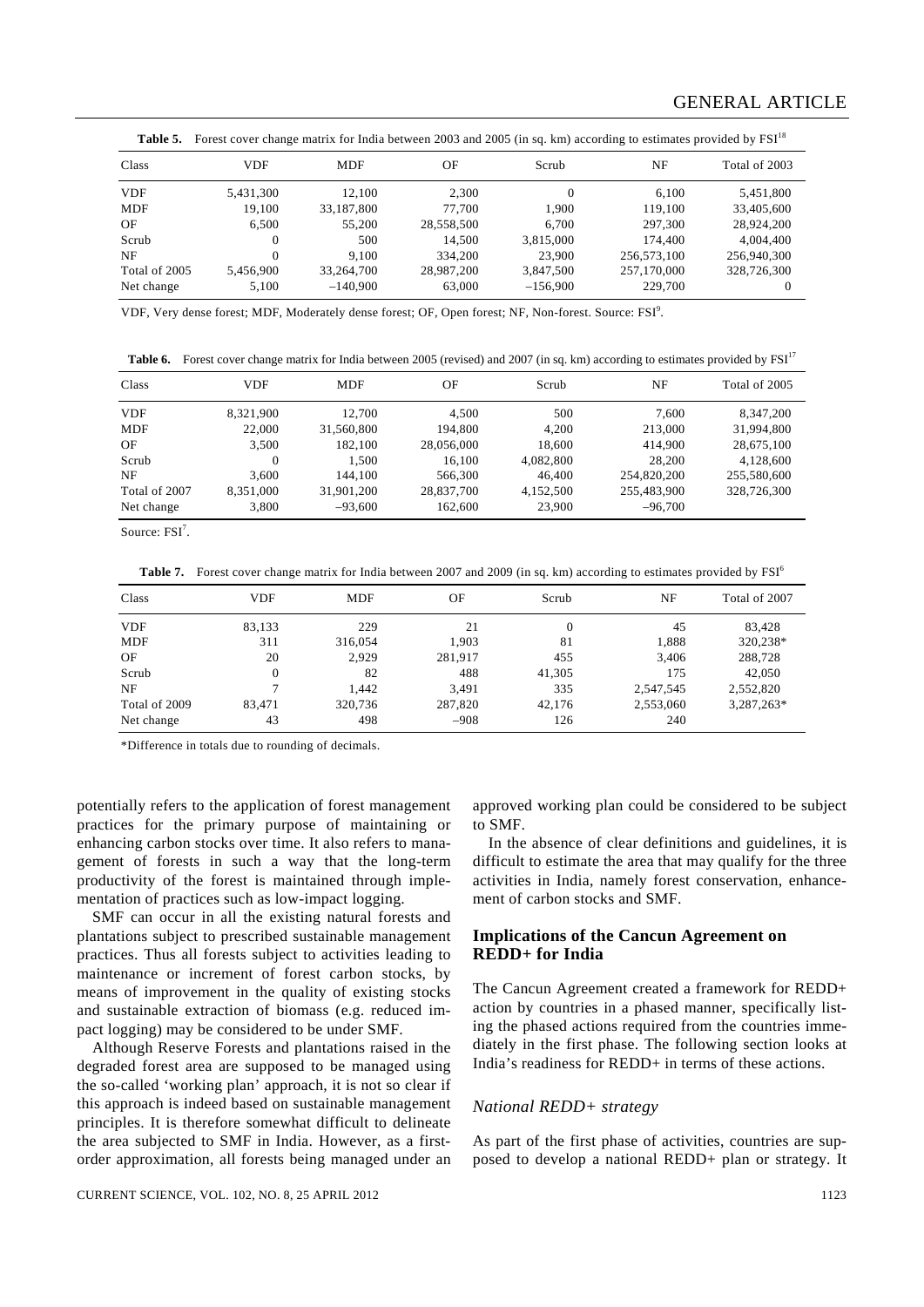**Table 5.** Forest cover change matrix for India between 2003 and 2005 (in sq. km) according to estimates provided by FSI[18]

| Class | VDF | MDF | OF | Scrub | NF | Total of 2003 |
|---|---|---|---|---|---|---|
| VDF | 5,431,300 | 12,100 | 2,300 | 0 | 6,100 | 5,451,800 |
| MDF | 19,100 | 33,187,800 | 77,700 | 1,900 | 119,100 | 33,405,600 |
| OF | 6,500 | 55,200 | 28,558,500 | 6,700 | 297,300 | 28,924,200 |
| Scrub | 0 | 500 | 14,500 | 3,815,000 | 174,400 | 4,004,400 |
| NF | 0 | 9,100 | 334,200 | 23,900 | 256,573,100 | 256,940,300 |
| Total of 2005 | 5,456,900 | 33,264,700 | 28,987,200 | 3,847,500 | 257,170,000 | 328,726,300 |
| Net change | 5,100 | –140,900 | 63,000 | –156,900 | 229,700 | 0 |

VDF, Very dense forest; MDF, Moderately dense forest; OF, Open forest; NF, Non-forest. Source: FSI[9].

**Table 6.** Forest cover change matrix for India between 2005 (revised) and 2007 (in sq. km) according to estimates provided by FSI[17]

| Class | VDF | MDF | OF | Scrub | NF | Total of 2005 |
|---|---|---|---|---|---|---|
| VDF | 8,321,900 | 12,700 | 4,500 | 500 | 7,600 | 8,347,200 |
| MDF | 22,000 | 31,560,800 | 194,800 | 4,200 | 213,000 | 31,994,800 |
| OF | 3,500 | 182,100 | 28,056,000 | 18,600 | 414,900 | 28,675,100 |
| Scrub | 0 | 1,500 | 16,100 | 4,082,800 | 28,200 | 4,128,600 |
| NF | 3,600 | 144,100 | 566,300 | 46,400 | 254,820,200 | 255,580,600 |
| Total of 2007 | 8,351,000 | 31,901,200 | 28,837,700 | 4,152,500 | 255,483,900 | 328,726,300 |
| Net change | 3,800 | –93,600 | 162,600 | 23,900 | –96,700 | |

Source: FSI[7].

**Table 7.** Forest cover change matrix for India between 2007 and 2009 (in sq. km) according to estimates provided by FSI[6]

| Class | VDF | MDF | OF | Scrub | NF | Total of 2007 |
|---|---|---|---|---|---|---|
| VDF | 83,133 | 229 | 21 | 0 | 45 | 83,428 |
| MDF | 311 | 316,054 | 1,903 | 81 | 1,888 | 320,238* |
| OF | 20 | 2,929 | 281,917 | 455 | 3,406 | 288,728 |
| Scrub | 0 | 82 | 488 | 41,305 | 175 | 42,050 |
| NF | 7 | 1,442 | 3,491 | 335 | 2,547,545 | 2,552,820 |
| Total of 2009 | 83,471 | 320,736 | 287,820 | 42,176 | 2,553,060 | 3,287,263* |
| Net change | 43 | 498 | –908 | 126 | 240 | |

*Difference in totals due to rounding of decimals.

potentially refers to the application of forest management practices for the primary purpose of maintaining or enhancing carbon stocks over time. It also refers to management of forests in such a way that the long-term productivity of the forest is maintained through implementation of practices such as low-impact logging.

SMF can occur in all the existing natural forests and plantations subject to prescribed sustainable management practices. Thus all forests subject to activities leading to maintenance or increment of forest carbon stocks, by means of improvement in the quality of existing stocks and sustainable extraction of biomass (e.g. reduced impact logging) may be considered to be under SMF.

Although Reserve Forests and plantations raised in the degraded forest area are supposed to be managed using the so-called 'working plan' approach, it is not so clear if this approach is indeed based on sustainable management principles. It is therefore somewhat difficult to delineate the area subjected to SMF in India. However, as a first-order approximation, all forests being managed under an approved working plan could be considered to be subject to SMF.

In the absence of clear definitions and guidelines, it is difficult to estimate the area that may qualify for the three activities in India, namely forest conservation, enhancement of carbon stocks and SMF.

## Implications of the Cancun Agreement on REDD+ for India

The Cancun Agreement created a framework for REDD+ action by countries in a phased manner, specifically listing the phased actions required from the countries immediately in the first phase. The following section looks at India's readiness for REDD+ in terms of these actions.

### *National REDD+ strategy*

As part of the first phase of activities, countries are supposed to develop a national REDD+ plan or strategy. It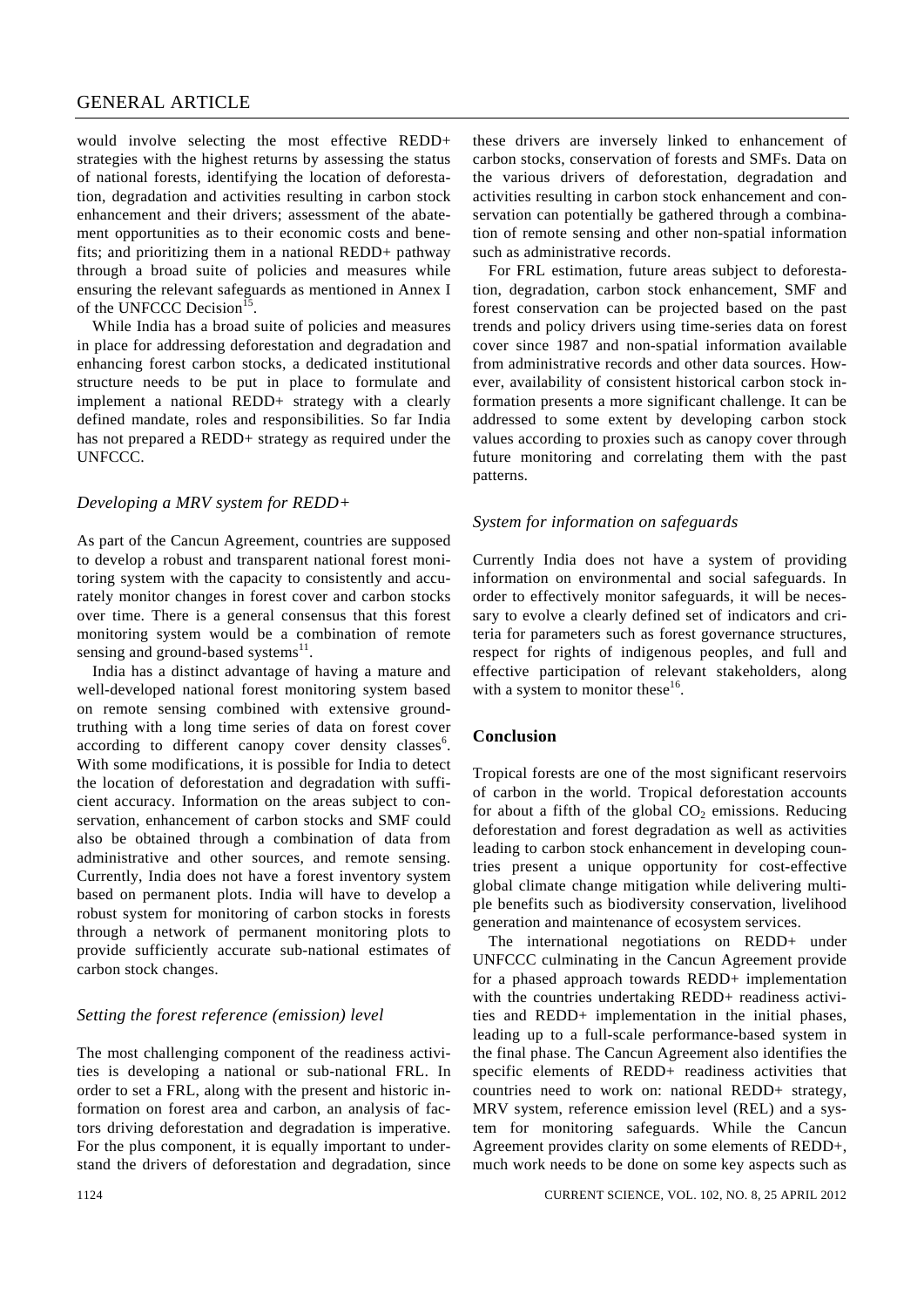would involve selecting the most effective REDD+ strategies with the highest returns by assessing the status of national forests, identifying the location of deforestation, degradation and activities resulting in carbon stock enhancement and their drivers; assessment of the abatement opportunities as to their economic costs and benefits; and prioritizing them in a national REDD+ pathway through a broad suite of policies and measures while ensuring the relevant safeguards as mentioned in Annex I of the UNFCCC Decision[15].

While India has a broad suite of policies and measures in place for addressing deforestation and degradation and enhancing forest carbon stocks, a dedicated institutional structure needs to be put in place to formulate and implement a national REDD+ strategy with a clearly defined mandate, roles and responsibilities. So far India has not prepared a REDD+ strategy as required under the UNFCCC.

### *Developing a MRV system for REDD+*

As part of the Cancun Agreement, countries are supposed to develop a robust and transparent national forest monitoring system with the capacity to consistently and accurately monitor changes in forest cover and carbon stocks over time. There is a general consensus that this forest monitoring system would be a combination of remote sensing and ground-based systems[11].

India has a distinct advantage of having a mature and well-developed national forest monitoring system based on remote sensing combined with extensive ground-truthing with a long time series of data on forest cover according to different canopy cover density classes[6]. With some modifications, it is possible for India to detect the location of deforestation and degradation with sufficient accuracy. Information on the areas subject to conservation, enhancement of carbon stocks and SMF could also be obtained through a combination of data from administrative and other sources, and remote sensing. Currently, India does not have a forest inventory system based on permanent plots. India will have to develop a robust system for monitoring of carbon stocks in forests through a network of permanent monitoring plots to provide sufficiently accurate sub-national estimates of carbon stock changes.

### *Setting the forest reference (emission) level*

The most challenging component of the readiness activities is developing a national or sub-national FRL. In order to set a FRL, along with the present and historic information on forest area and carbon, an analysis of factors driving deforestation and degradation is imperative. For the plus component, it is equally important to understand the drivers of deforestation and degradation, since these drivers are inversely linked to enhancement of carbon stocks, conservation of forests and SMFs. Data on the various drivers of deforestation, degradation and activities resulting in carbon stock enhancement and conservation can potentially be gathered through a combination of remote sensing and other non-spatial information such as administrative records.

For FRL estimation, future areas subject to deforestation, degradation, carbon stock enhancement, SMF and forest conservation can be projected based on the past trends and policy drivers using time-series data on forest cover since 1987 and non-spatial information available from administrative records and other data sources. However, availability of consistent historical carbon stock information presents a more significant challenge. It can be addressed to some extent by developing carbon stock values according to proxies such as canopy cover through future monitoring and correlating them with the past patterns.

### *System for information on safeguards*

Currently India does not have a system of providing information on environmental and social safeguards. In order to effectively monitor safeguards, it will be necessary to evolve a clearly defined set of indicators and criteria for parameters such as forest governance structures, respect for rights of indigenous peoples, and full and effective participation of relevant stakeholders, along with a system to monitor these[16].

## Conclusion

Tropical forests are one of the most significant reservoirs of carbon in the world. Tropical deforestation accounts for about a fifth of the global $CO_2$ emissions. Reducing deforestation and forest degradation as well as activities leading to carbon stock enhancement in developing countries present a unique opportunity for cost-effective global climate change mitigation while delivering multiple benefits such as biodiversity conservation, livelihood generation and maintenance of ecosystem services.

The international negotiations on REDD+ under UNFCCC culminating in the Cancun Agreement provide for a phased approach towards REDD+ implementation with the countries undertaking REDD+ readiness activities and REDD+ implementation in the initial phases, leading up to a full-scale performance-based system in the final phase. The Cancun Agreement also identifies the specific elements of REDD+ readiness activities that countries need to work on: national REDD+ strategy, MRV system, reference emission level (REL) and a system for monitoring safeguards. While the Cancun Agreement provides clarity on some elements of REDD+, much work needs to be done on some key aspects such as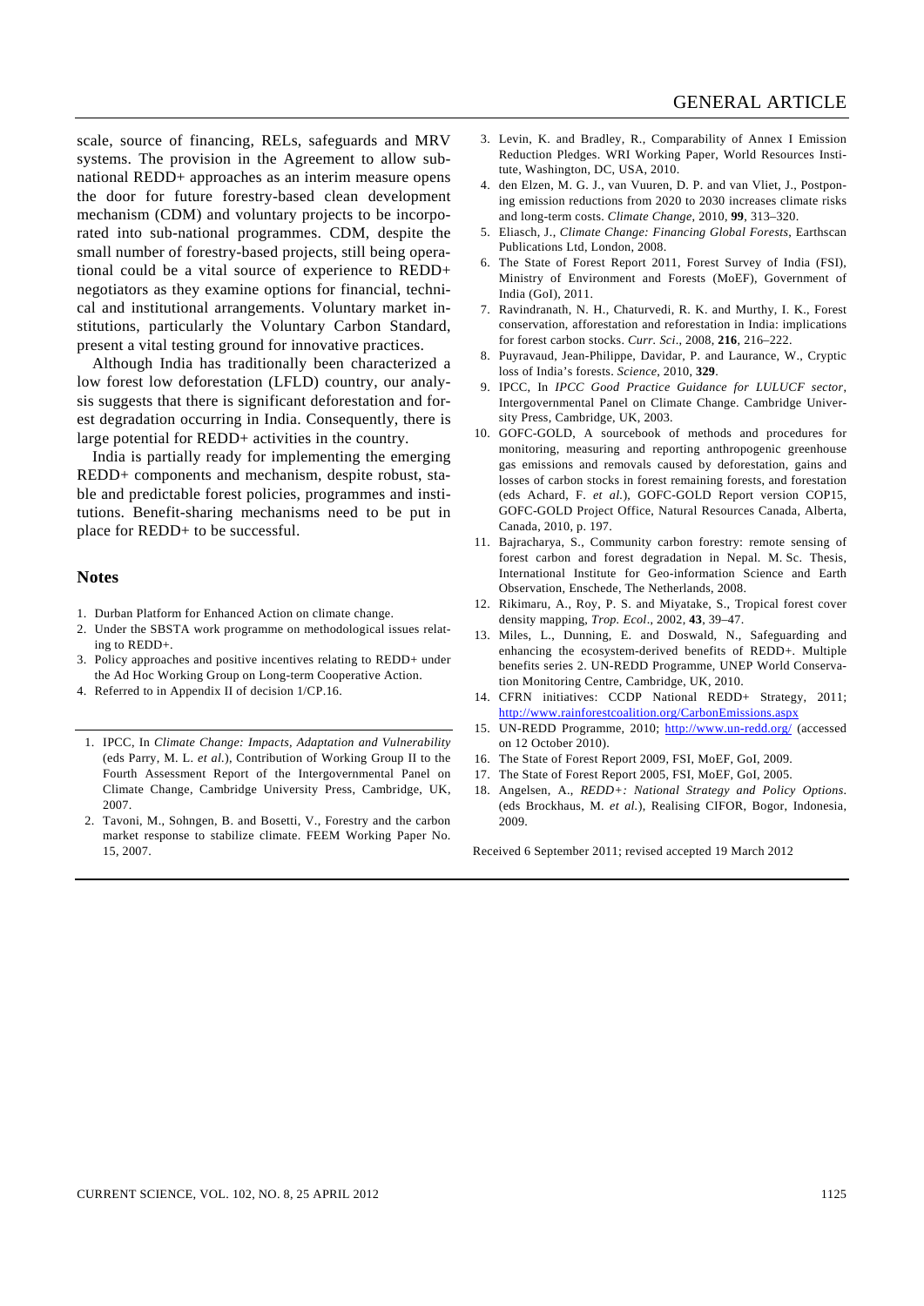scale, source of financing, RELs, safeguards and MRV systems. The provision in the Agreement to allow sub-national REDD+ approaches as an interim measure opens the door for future forestry-based clean development mechanism (CDM) and voluntary projects to be incorporated into sub-national programmes. CDM, despite the small number of forestry-based projects, still being operational could be a vital source of experience to REDD+ negotiators as they examine options for financial, technical and institutional arrangements. Voluntary market institutions, particularly the Voluntary Carbon Standard, present a vital testing ground for innovative practices.

Although India has traditionally been characterized a low forest low deforestation (LFLD) country, our analysis suggests that there is significant deforestation and forest degradation occurring in India. Consequently, there is large potential for REDD+ activities in the country.

India is partially ready for implementing the emerging REDD+ components and mechanism, despite robust, stable and predictable forest policies, programmes and institutions. Benefit-sharing mechanisms need to be put in place for REDD+ to be successful.

## Notes

1. Durban Platform for Enhanced Action on climate change.
2. Under the SBSTA work programme on methodological issues relating to REDD+.
3. Policy approaches and positive incentives relating to REDD+ under the Ad Hoc Working Group on Long-term Cooperative Action.
4. Referred to in Appendix II of decision 1/CP.16.

---

1. IPCC, In *Climate Change: Impacts, Adaptation and Vulnerability* (eds Parry, M. L. *et al.*), Contribution of Working Group II to the Fourth Assessment Report of the Intergovernmental Panel on Climate Change, Cambridge University Press, Cambridge, UK, 2007.
2. Tavoni, M., Sohngen, B. and Bosetti, V., Forestry and the carbon market response to stabilize climate. FEEM Working Paper No. 15, 2007.
3. Levin, K. and Bradley, R., Comparability of Annex I Emission Reduction Pledges. WRI Working Paper, World Resources Institute, Washington, DC, USA, 2010.
4. den Elzen, M. G. J., van Vuuren, D. P. and van Vliet, J., Postponing emission reductions from 2020 to 2030 increases climate risks and long-term costs. *Climate Change*, 2010, **99**, 313–320.
5. Eliasch, J., *Climate Change: Financing Global Forests*, Earthscan Publications Ltd, London, 2008.
6. The State of Forest Report 2011, Forest Survey of India (FSI), Ministry of Environment and Forests (MoEF), Government of India (GoI), 2011.
7. Ravindranath, N. H., Chaturvedi, R. K. and Murthy, I. K., Forest conservation, afforestation and reforestation in India: implications for forest carbon stocks. *Curr. Sci*., 2008, **216**, 216–222.
8. Puyravaud, Jean-Philippe, Davidar, P. and Laurance, W., Cryptic loss of India's forests. *Science*, 2010, **329**.
9. IPCC, In *IPCC Good Practice Guidance for LULUCF sector*, Intergovernmental Panel on Climate Change. Cambridge University Press, Cambridge, UK, 2003.
10. GOFC-GOLD, A sourcebook of methods and procedures for monitoring, measuring and reporting anthropogenic greenhouse gas emissions and removals caused by deforestation, gains and losses of carbon stocks in forest remaining forests, and forestation (eds Achard, F. *et al.*), GOFC-GOLD Report version COP15, GOFC-GOLD Project Office, Natural Resources Canada, Alberta, Canada, 2010, p. 197.
11. Bajracharya, S., Community carbon forestry: remote sensing of forest carbon and forest degradation in Nepal. M. Sc. Thesis, International Institute for Geo-information Science and Earth Observation, Enschede, The Netherlands, 2008.
12. Rikimaru, A., Roy, P. S. and Miyatake, S., Tropical forest cover density mapping, *Trop. Ecol*., 2002, **43**, 39–47.
13. Miles, L., Dunning, E. and Doswald, N., Safeguarding and enhancing the ecosystem-derived benefits of REDD+. Multiple benefits series 2. UN-REDD Programme, UNEP World Conservation Monitoring Centre, Cambridge, UK, 2010.
14. CFRN initiatives: CCDP National REDD+ Strategy, 2011; http://www.rainforestcoalition.org/CarbonEmissions.aspx
15. UN-REDD Programme, 2010; http://www.un-redd.org/ (accessed on 12 October 2010).
16. The State of Forest Report 2009, FSI, MoEF, GoI, 2009.
17. The State of Forest Report 2005, FSI, MoEF, GoI, 2005.
18. Angelsen, A., *REDD+: National Strategy and Policy Options*. (eds Brockhaus, M. *et al.*), Realising CIFOR, Bogor, Indonesia, 2009.

Received 6 September 2011; revised accepted 19 March 2012